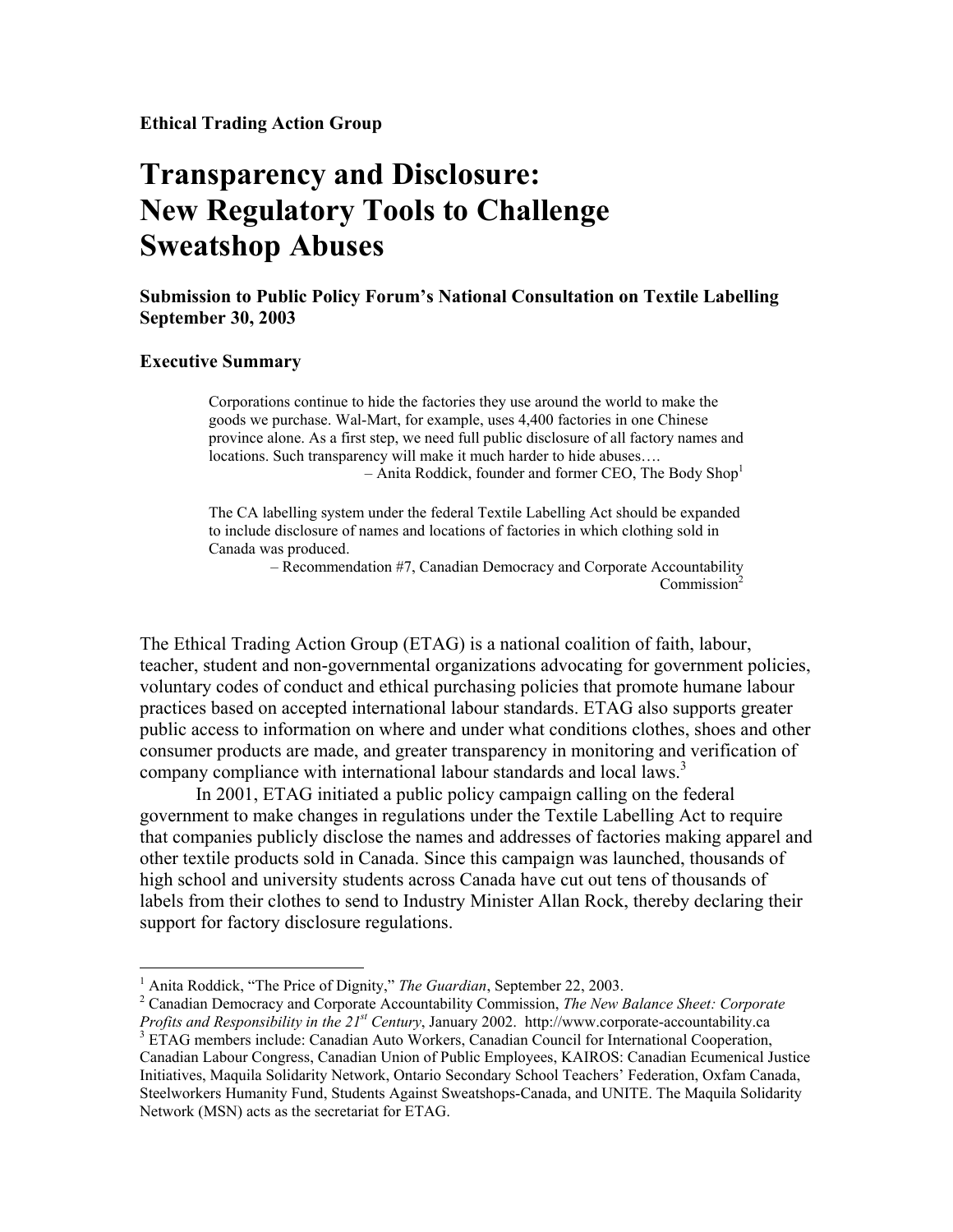**Ethical Trading Action Group**

# Transparency and Disclosure: New Regulatory Tools to Challenge Sweatshop Abuses

### Submission to Public Policy Forum's National Consultation on Textile Labelling September 30, 2003

### Executive Summary

> Corporations continue to hide the factories they use around the world to make the goods we purchase. Wal-Mart, for example, uses 4,400 factories in one Chinese province alone. As a first step, we need full public disclosure of all factory names and locations. Such transparency will make it much harder to hide abuses….
>
> – Anita Roddick, founder and former CEO, The Body Shop[1]

> The CA labelling system under the federal Textile Labelling Act should be expanded to include disclosure of names and locations of factories in which clothing sold in Canada was produced.
>
> – Recommendation #7, Canadian Democracy and Corporate Accountability Commission[2]

The Ethical Trading Action Group (ETAG) is a national coalition of faith, labour, teacher, student and non-governmental organizations advocating for government policies, voluntary codes of conduct and ethical purchasing policies that promote humane labour practices based on accepted international labour standards. ETAG also supports greater public access to information on where and under what conditions clothes, shoes and other consumer products are made, and greater transparency in monitoring and verification of company compliance with international labour standards and local laws.[3]

In 2001, ETAG initiated a public policy campaign calling on the federal government to make changes in regulations under the Textile Labelling Act to require that companies publicly disclose the names and addresses of factories making apparel and other textile products sold in Canada. Since this campaign was launched, thousands of high school and university students across Canada have cut out tens of thousands of labels from their clothes to send to Industry Minister Allan Rock, thereby declaring their support for factory disclosure regulations.

---

[1] Anita Roddick, "The Price of Dignity," *The Guardian*, September 22, 2003.

[2] Canadian Democracy and Corporate Accountability Commission, *The New Balance Sheet: Corporate Profits and Responsibility in the 21st Century*, January 2002. http://www.corporate-accountability.ca

[3] ETAG members include: Canadian Auto Workers, Canadian Council for International Cooperation, Canadian Labour Congress, Canadian Union of Public Employees, KAIROS: Canadian Ecumenical Justice Initiatives, Maquila Solidarity Network, Ontario Secondary School Teachers' Federation, Oxfam Canada, Steelworkers Humanity Fund, Students Against Sweatshops-Canada, and UNITE. The Maquila Solidarity Network (MSN) acts as the secretariat for ETAG.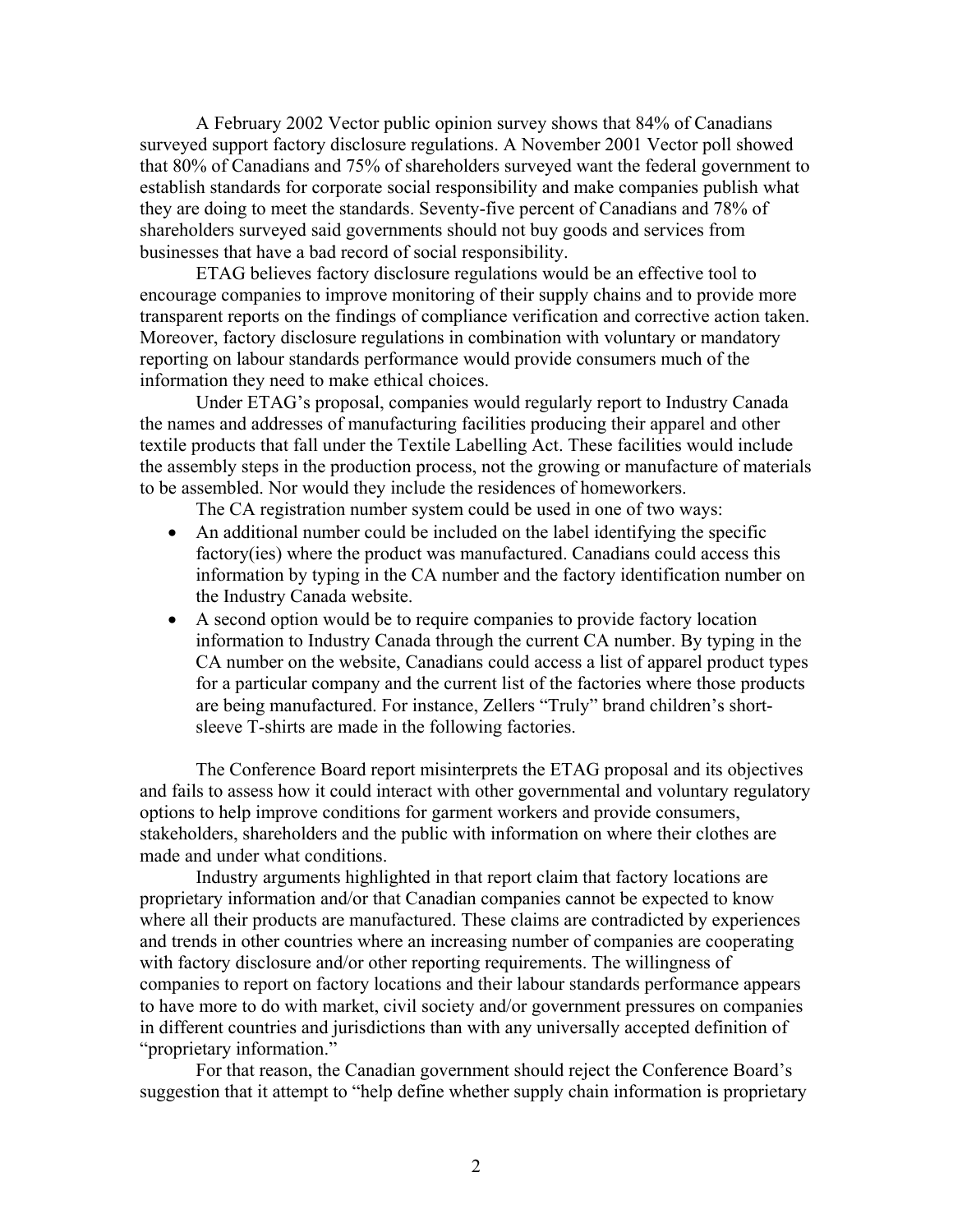A February 2002 Vector public opinion survey shows that 84% of Canadians surveyed support factory disclosure regulations. A November 2001 Vector poll showed that 80% of Canadians and 75% of shareholders surveyed want the federal government to establish standards for corporate social responsibility and make companies publish what they are doing to meet the standards. Seventy-five percent of Canadians and 78% of shareholders surveyed said governments should not buy goods and services from businesses that have a bad record of social responsibility.

ETAG believes factory disclosure regulations would be an effective tool to encourage companies to improve monitoring of their supply chains and to provide more transparent reports on the findings of compliance verification and corrective action taken. Moreover, factory disclosure regulations in combination with voluntary or mandatory reporting on labour standards performance would provide consumers much of the information they need to make ethical choices.

Under ETAG's proposal, companies would regularly report to Industry Canada the names and addresses of manufacturing facilities producing their apparel and other textile products that fall under the Textile Labelling Act. These facilities would include the assembly steps in the production process, not the growing or manufacture of materials to be assembled. Nor would they include the residences of homeworkers.

The CA registration number system could be used in one of two ways:

- An additional number could be included on the label identifying the specific factory(ies) where the product was manufactured. Canadians could access this information by typing in the CA number and the factory identification number on the Industry Canada website.
- A second option would be to require companies to provide factory location information to Industry Canada through the current CA number. By typing in the CA number on the website, Canadians could access a list of apparel product types for a particular company and the current list of the factories where those products are being manufactured. For instance, Zellers "Truly" brand children's short-sleeve T-shirts are made in the following factories.

The Conference Board report misinterprets the ETAG proposal and its objectives and fails to assess how it could interact with other governmental and voluntary regulatory options to help improve conditions for garment workers and provide consumers, stakeholders, shareholders and the public with information on where their clothes are made and under what conditions.

Industry arguments highlighted in that report claim that factory locations are proprietary information and/or that Canadian companies cannot be expected to know where all their products are manufactured. These claims are contradicted by experiences and trends in other countries where an increasing number of companies are cooperating with factory disclosure and/or other reporting requirements. The willingness of companies to report on factory locations and their labour standards performance appears to have more to do with market, civil society and/or government pressures on companies in different countries and jurisdictions than with any universally accepted definition of "proprietary information."

For that reason, the Canadian government should reject the Conference Board's suggestion that it attempt to "help define whether supply chain information is proprietary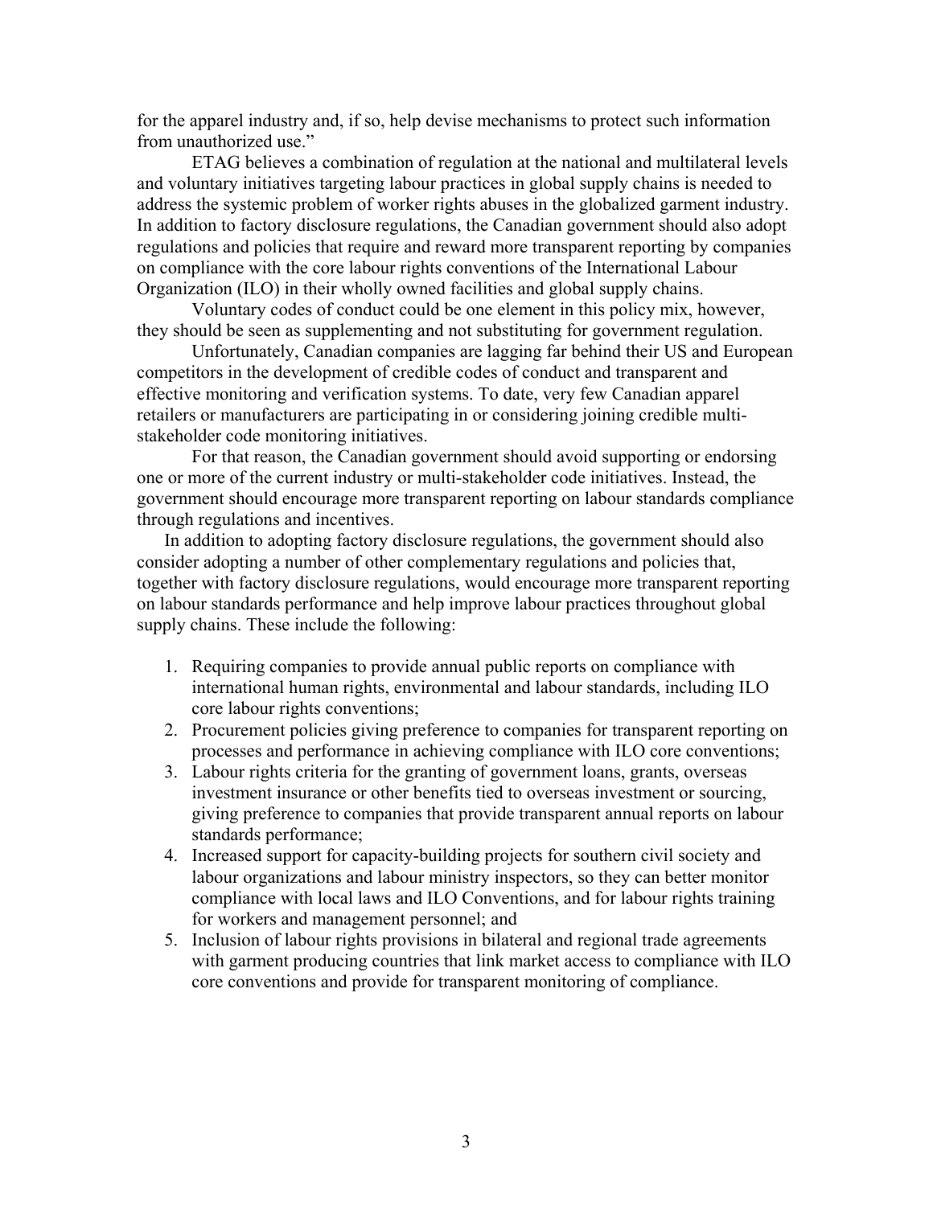for the apparel industry and, if so, help devise mechanisms to protect such information from unauthorized use."

ETAG believes a combination of regulation at the national and multilateral levels and voluntary initiatives targeting labour practices in global supply chains is needed to address the systemic problem of worker rights abuses in the globalized garment industry. In addition to factory disclosure regulations, the Canadian government should also adopt regulations and policies that require and reward more transparent reporting by companies on compliance with the core labour rights conventions of the International Labour Organization (ILO) in their wholly owned facilities and global supply chains.

Voluntary codes of conduct could be one element in this policy mix, however, they should be seen as supplementing and not substituting for government regulation.

Unfortunately, Canadian companies are lagging far behind their US and European competitors in the development of credible codes of conduct and transparent and effective monitoring and verification systems. To date, very few Canadian apparel retailers or manufacturers are participating in or considering joining credible multi-stakeholder code monitoring initiatives.

For that reason, the Canadian government should avoid supporting or endorsing one or more of the current industry or multi-stakeholder code initiatives. Instead, the government should encourage more transparent reporting on labour standards compliance through regulations and incentives.

In addition to adopting factory disclosure regulations, the government should also consider adopting a number of other complementary regulations and policies that, together with factory disclosure regulations, would encourage more transparent reporting on labour standards performance and help improve labour practices throughout global supply chains. These include the following:

1. Requiring companies to provide annual public reports on compliance with international human rights, environmental and labour standards, including ILO core labour rights conventions;
2. Procurement policies giving preference to companies for transparent reporting on processes and performance in achieving compliance with ILO core conventions;
3. Labour rights criteria for the granting of government loans, grants, overseas investment insurance or other benefits tied to overseas investment or sourcing, giving preference to companies that provide transparent annual reports on labour standards performance;
4. Increased support for capacity-building projects for southern civil society and labour organizations and labour ministry inspectors, so they can better monitor compliance with local laws and ILO Conventions, and for labour rights training for workers and management personnel; and
5. Inclusion of labour rights provisions in bilateral and regional trade agreements with garment producing countries that link market access to compliance with ILO core conventions and provide for transparent monitoring of compliance.